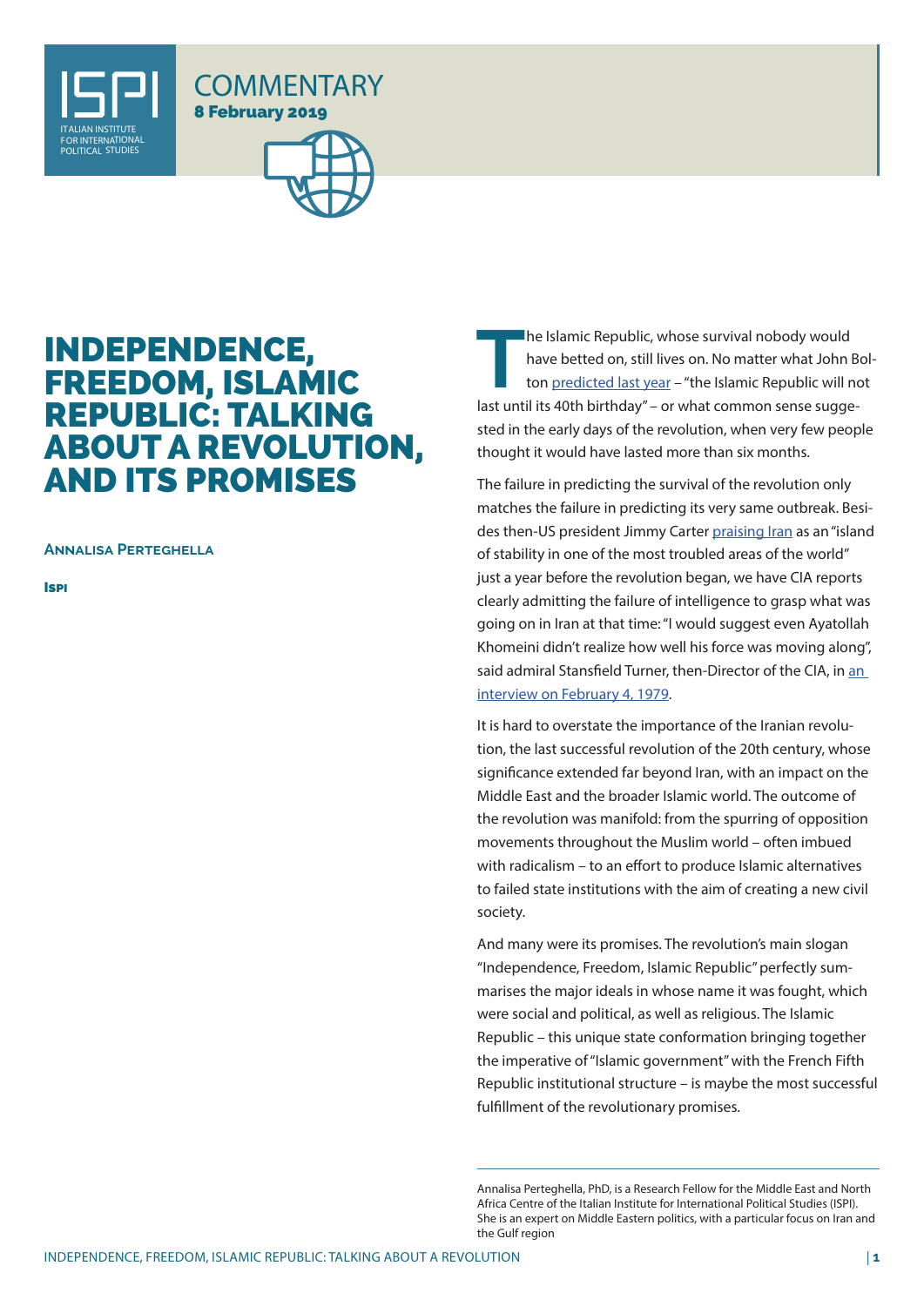COMMENTARY

8 February 2019

# INDEPENDENCE, FREEDOM, ISLAMIC REPUBLIC: TALKING ABOUT A REVOLUTION, AND ITS PROMISES

**Annalisa Perteghella**

**Ispi**

The Islamic Republic, whose survival nobody would have betted on, still lives on. No matter what John Bolton [predicted last year](#) – "the Islamic Republic will not last until its 40th birthday" – or what common sense suggested in the early days of the revolution, when very few people thought it would have lasted more than six months.

The failure in predicting the survival of the revolution only matches the failure in predicting its very same outbreak. Besides then-US president Jimmy Carter [praising Iran](#) as an "island of stability in one of the most troubled areas of the world" just a year before the revolution began, we have CIA reports clearly admitting the failure of intelligence to grasp what was going on in Iran at that time: "I would suggest even Ayatollah Khomeini didn't realize how well his force was moving along", said admiral Stansfield Turner, then-Director of the CIA, in [an interview on February 4, 1979](#).

It is hard to overstate the importance of the Iranian revolution, the last successful revolution of the 20th century, whose significance extended far beyond Iran, with an impact on the Middle East and the broader Islamic world. The outcome of the revolution was manifold: from the spurring of opposition movements throughout the Muslim world – often imbued with radicalism – to an effort to produce Islamic alternatives to failed state institutions with the aim of creating a new civil society.

And many were its promises. The revolution's main slogan "Independence, Freedom, Islamic Republic" perfectly summarises the major ideals in whose name it was fought, which were social and political, as well as religious. The Islamic Republic – this unique state conformation bringing together the imperative of "Islamic government" with the French Fifth Republic institutional structure – is maybe the most successful fulfillment of the revolutionary promises.

---

Annalisa Perteghella, PhD, is a Research Fellow for the Middle East and North Africa Centre of the Italian Institute for International Political Studies (ISPI). She is an expert on Middle Eastern politics, with a particular focus on Iran and the Gulf region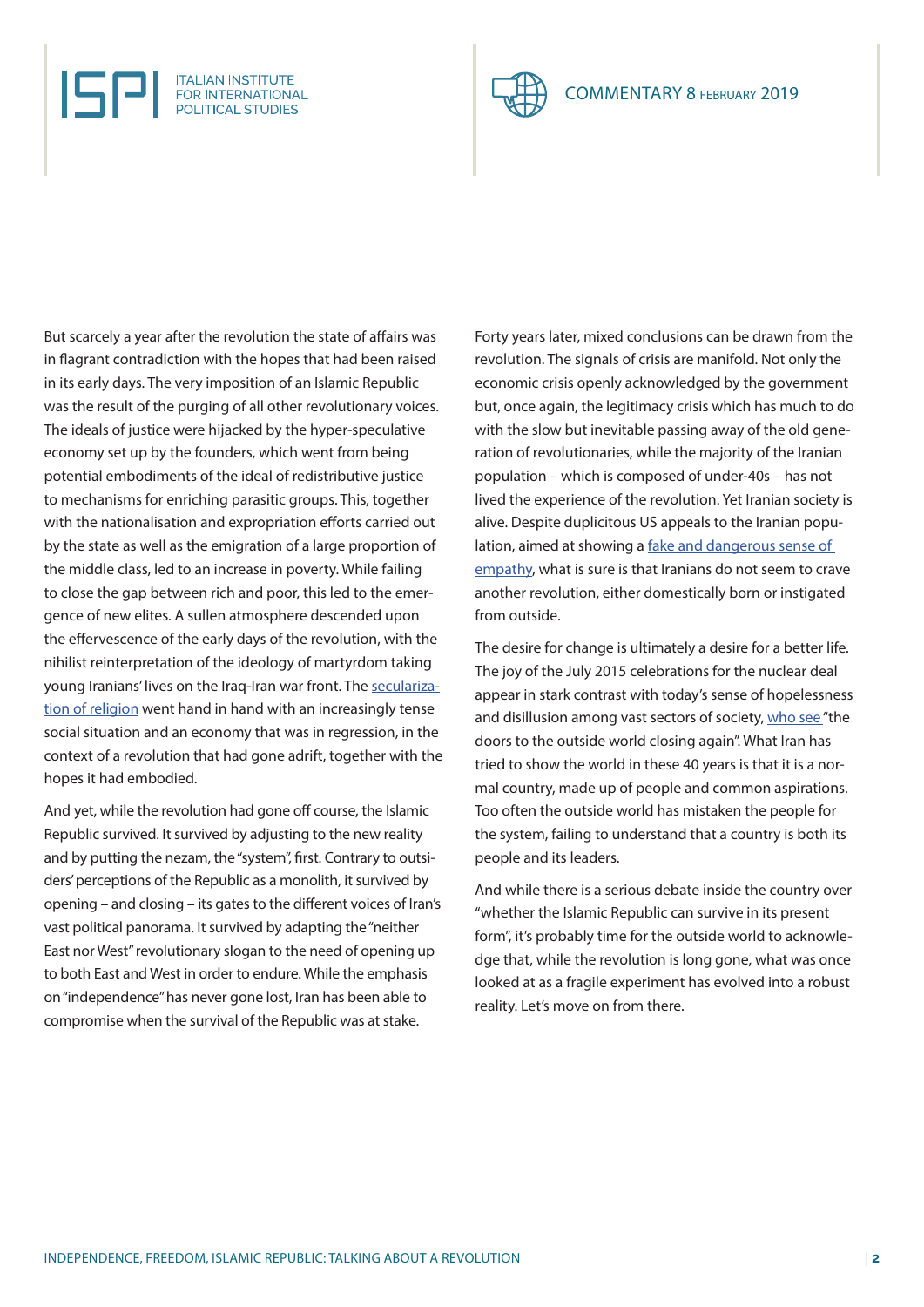But scarcely a year after the revolution the state of affairs was in flagrant contradiction with the hopes that had been raised in its early days. The very imposition of an Islamic Republic was the result of the purging of all other revolutionary voices. The ideals of justice were hijacked by the hyper-speculative economy set up by the founders, which went from being potential embodiments of the ideal of redistributive justice to mechanisms for enriching parasitic groups. This, together with the nationalisation and expropriation efforts carried out by the state as well as the emigration of a large proportion of the middle class, led to an increase in poverty. While failing to close the gap between rich and poor, this led to the emergence of new elites. A sullen atmosphere descended upon the effervescence of the early days of the revolution, with the nihilist reinterpretation of the ideology of martyrdom taking young Iranians' lives on the Iraq-Iran war front. The secularization of religion went hand in hand with an increasingly tense social situation and an economy that was in regression, in the context of a revolution that had gone adrift, together with the hopes it had embodied.

And yet, while the revolution had gone off course, the Islamic Republic survived. It survived by adjusting to the new reality and by putting the nezam, the "system", first. Contrary to outsiders' perceptions of the Republic as a monolith, it survived by opening – and closing – its gates to the different voices of Iran's vast political panorama. It survived by adapting the "neither East nor West" revolutionary slogan to the need of opening up to both East and West in order to endure. While the emphasis on "independence" has never gone lost, Iran has been able to compromise when the survival of the Republic was at stake.

Forty years later, mixed conclusions can be drawn from the revolution. The signals of crisis are manifold. Not only the economic crisis openly acknowledged by the government but, once again, the legitimacy crisis which has much to do with the slow but inevitable passing away of the old generation of revolutionaries, while the majority of the Iranian population – which is composed of under-40s – has not lived the experience of the revolution. Yet Iranian society is alive. Despite duplicitous US appeals to the Iranian population, aimed at showing a fake and dangerous sense of empathy, what is sure is that Iranians do not seem to crave another revolution, either domestically born or instigated from outside.

The desire for change is ultimately a desire for a better life. The joy of the July 2015 celebrations for the nuclear deal appear in stark contrast with today's sense of hopelessness and disillusion among vast sectors of society, who see "the doors to the outside world closing again". What Iran has tried to show the world in these 40 years is that it is a normal country, made up of people and common aspirations. Too often the outside world has mistaken the people for the system, failing to understand that a country is both its people and its leaders.

And while there is a serious debate inside the country over "whether the Islamic Republic can survive in its present form", it's probably time for the outside world to acknowledge that, while the revolution is long gone, what was once looked at as a fragile experiment has evolved into a robust reality. Let's move on from there.